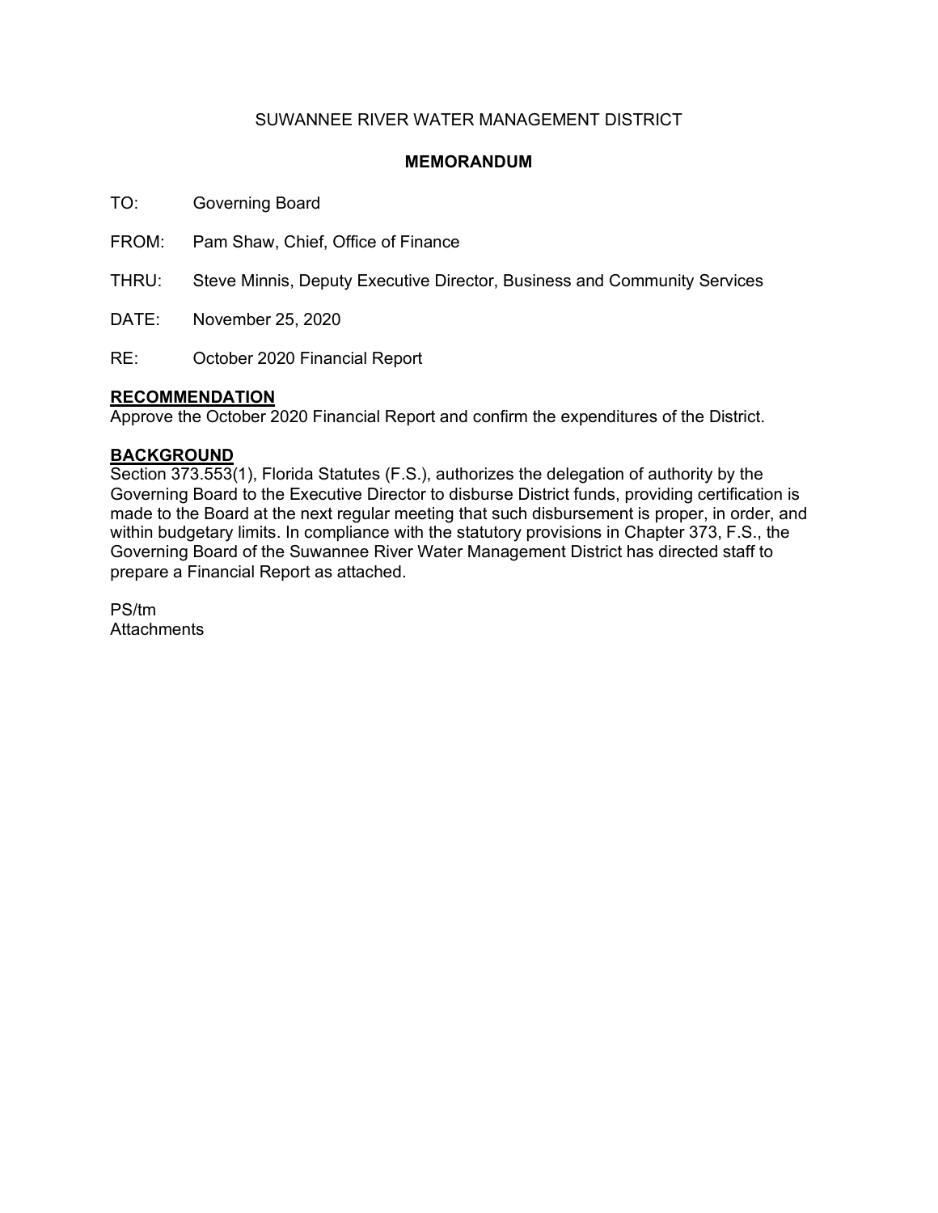SUWANNEE RIVER WATER MANAGEMENT DISTRICT

# MEMORANDUM

TO: Governing Board

FROM: Pam Shaw, Chief, Office of Finance

THRU: Steve Minnis, Deputy Executive Director, Business and Community Services

DATE: November 25, 2020

RE: October 2020 Financial Report

## RECOMMENDATION

Approve the October 2020 Financial Report and confirm the expenditures of the District.

## BACKGROUND

Section 373.553(1), Florida Statutes (F.S.), authorizes the delegation of authority by the Governing Board to the Executive Director to disburse District funds, providing certification is made to the Board at the next regular meeting that such disbursement is proper, in order, and within budgetary limits. In compliance with the statutory provisions in Chapter 373, F.S., the Governing Board of the Suwannee River Water Management District has directed staff to prepare a Financial Report as attached.

PS/tm
Attachments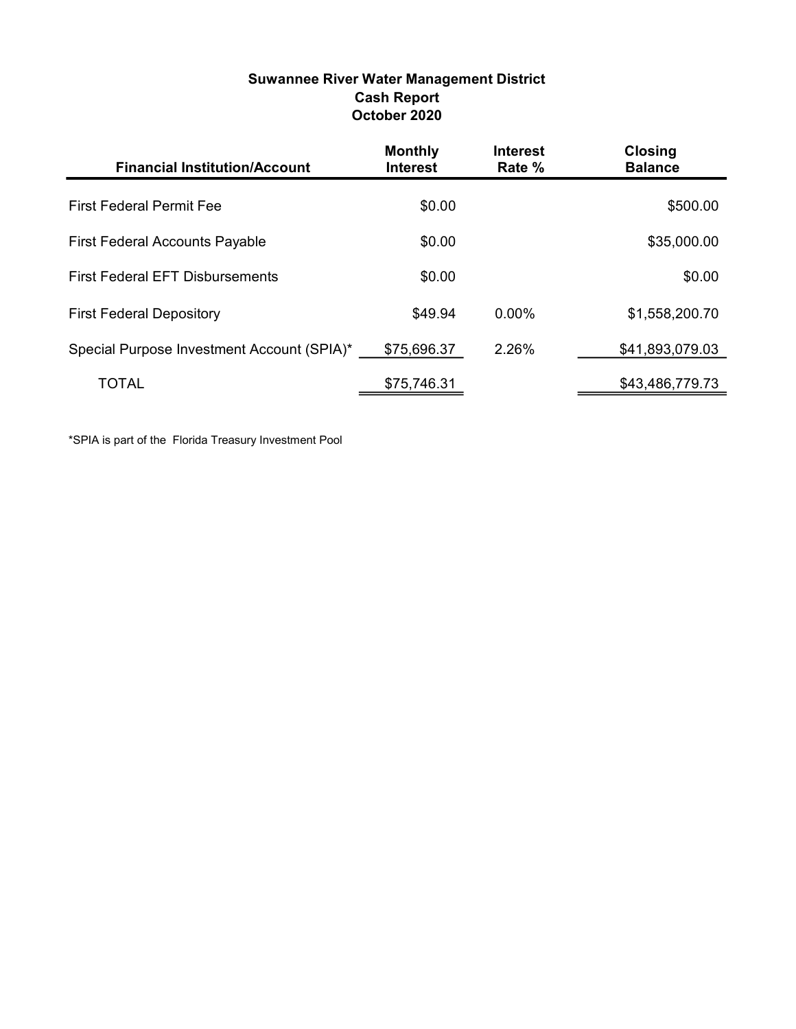# Suwannee River Water Management District
## Cash Report
## October 2020

| Financial Institution/Account | Monthly Interest | Interest Rate % | Closing Balance |
|---|---|---|---|
| First Federal Permit Fee | $0.00 | | $500.00 |
| First Federal Accounts Payable | $0.00 | | $35,000.00 |
| First Federal EFT Disbursements | $0.00 | | $0.00 |
| First Federal Depository | $49.94 | 0.00% | $1,558,200.70 |
| Special Purpose Investment Account (SPIA)* | $75,696.37 | 2.26% | $41,893,079.03 |
| TOTAL | $75,746.31 | | $43,486,779.73 |

*SPIA is part of the Florida Treasury Investment Pool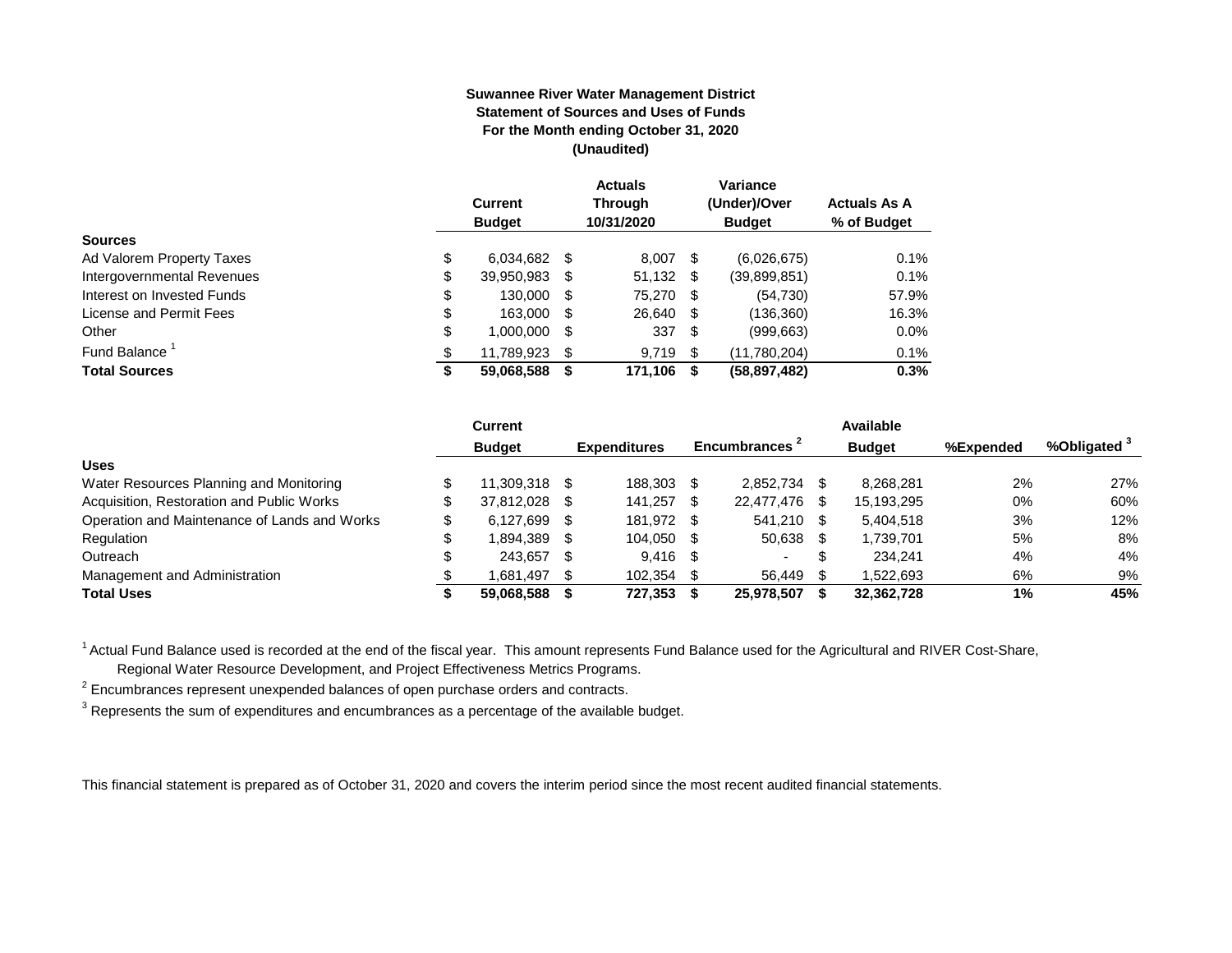**Suwannee River Water Management District**
**Statement of Sources and Uses of Funds**
**For the Month ending October 31, 2020**
**(Unaudited)**

| | Current Budget | Actuals Through 10/31/2020 | Variance (Under)/Over Budget | Actuals As A % of Budget |
|---|---|---|---|---|
| **Sources** | | | | |
| Ad Valorem Property Taxes | $ 6,034,682 | $ 8,007 | $ (6,026,675) | 0.1% |
| Intergovernmental Revenues | $ 39,950,983 | $ 51,132 | $ (39,899,851) | 0.1% |
| Interest on Invested Funds | $ 130,000 | $ 75,270 | $ (54,730) | 57.9% |
| License and Permit Fees | $ 163,000 | $ 26,640 | $ (136,360) | 16.3% |
| Other | $ 1,000,000 | $ 337 | $ (999,663) | 0.0% |
| Fund Balance [1] | $ 11,789,923 | $ 9,719 | $ (11,780,204) | 0.1% |
| **Total Sources** | **$ 59,068,588** | **$ 171,106** | **$ (58,897,482)** | **0.3%** |

| | Current Budget | Expenditures | Encumbrances [2] | Available Budget | %Expended | %Obligated [3] |
|---|---|---|---|---|---|---|
| **Uses** | | | | | | |
| Water Resources Planning and Monitoring | $ 11,309,318 | $ 188,303 | $ 2,852,734 | $ 8,268,281 | 2% | 27% |
| Acquisition, Restoration and Public Works | $ 37,812,028 | $ 141,257 | $ 22,477,476 | $ 15,193,295 | 0% | 60% |
| Operation and Maintenance of Lands and Works | $ 6,127,699 | $ 181,972 | $ 541,210 | $ 5,404,518 | 3% | 12% |
| Regulation | $ 1,894,389 | $ 104,050 | $ 50,638 | $ 1,739,701 | 5% | 8% |
| Outreach | $ 243,657 | $ 9,416 | $ - | $ 234,241 | 4% | 4% |
| Management and Administration | $ 1,681,497 | $ 102,354 | $ 56,449 | $ 1,522,693 | 6% | 9% |
| **Total Uses** | **$ 59,068,588** | **$ 727,353** | **$ 25,978,507** | **$ 32,362,728** | **1%** | **45%** |

[1] Actual Fund Balance used is recorded at the end of the fiscal year. This amount represents Fund Balance used for the Agricultural and RIVER Cost-Share, Regional Water Resource Development, and Project Effectiveness Metrics Programs.

[2] Encumbrances represent unexpended balances of open purchase orders and contracts.

[3] Represents the sum of expenditures and encumbrances as a percentage of the available budget.

This financial statement is prepared as of October 31, 2020 and covers the interim period since the most recent audited financial statements.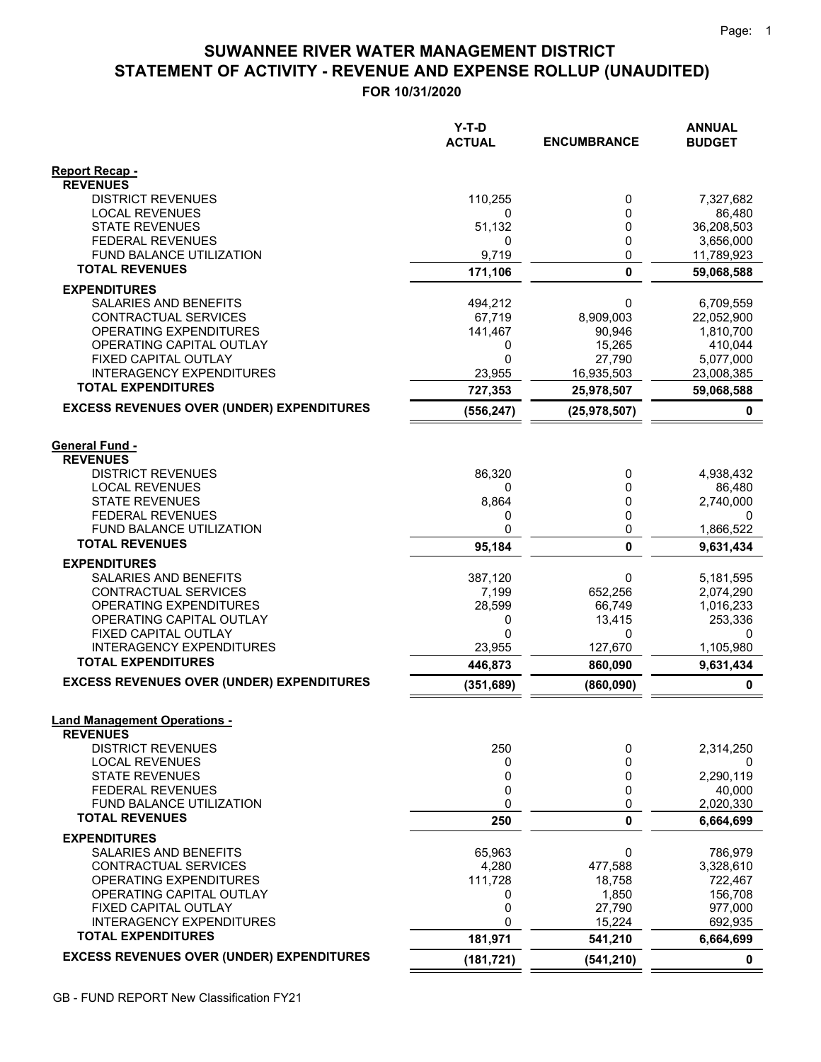# SUWANNEE RIVER WATER MANAGEMENT DISTRICT
## STATEMENT OF ACTIVITY - REVENUE AND EXPENSE ROLLUP (UNAUDITED)
### FOR 10/31/2020

| | Y-T-D ACTUAL | ENCUMBRANCE | ANNUAL BUDGET |
|---|---|---|---|
| **Report Recap -** | | | |
| **REVENUES** | | | |
| DISTRICT REVENUES | 110,255 | 0 | 7,327,682 |
| LOCAL REVENUES | 0 | 0 | 86,480 |
| STATE REVENUES | 51,132 | 0 | 36,208,503 |
| FEDERAL REVENUES | 0 | 0 | 3,656,000 |
| FUND BALANCE UTILIZATION | 9,719 | 0 | 11,789,923 |
| **TOTAL REVENUES** | **171,106** | **0** | **59,068,588** |
| **EXPENDITURES** | | | |
| SALARIES AND BENEFITS | 494,212 | 0 | 6,709,559 |
| CONTRACTUAL SERVICES | 67,719 | 8,909,003 | 22,052,900 |
| OPERATING EXPENDITURES | 141,467 | 90,946 | 1,810,700 |
| OPERATING CAPITAL OUTLAY | 0 | 15,265 | 410,044 |
| FIXED CAPITAL OUTLAY | 0 | 27,790 | 5,077,000 |
| INTERAGENCY EXPENDITURES | 23,955 | 16,935,503 | 23,008,385 |
| **TOTAL EXPENDITURES** | **727,353** | **25,978,507** | **59,068,588** |
| **EXCESS REVENUES OVER (UNDER) EXPENDITURES** | **(556,247)** | **(25,978,507)** | **0** |
| **General Fund -** | | | |
| **REVENUES** | | | |
| DISTRICT REVENUES | 86,320 | 0 | 4,938,432 |
| LOCAL REVENUES | 0 | 0 | 86,480 |
| STATE REVENUES | 8,864 | 0 | 2,740,000 |
| FEDERAL REVENUES | 0 | 0 | 0 |
| FUND BALANCE UTILIZATION | 0 | 0 | 1,866,522 |
| **TOTAL REVENUES** | **95,184** | **0** | **9,631,434** |
| **EXPENDITURES** | | | |
| SALARIES AND BENEFITS | 387,120 | 0 | 5,181,595 |
| CONTRACTUAL SERVICES | 7,199 | 652,256 | 2,074,290 |
| OPERATING EXPENDITURES | 28,599 | 66,749 | 1,016,233 |
| OPERATING CAPITAL OUTLAY | 0 | 13,415 | 253,336 |
| FIXED CAPITAL OUTLAY | 0 | 0 | 0 |
| INTERAGENCY EXPENDITURES | 23,955 | 127,670 | 1,105,980 |
| **TOTAL EXPENDITURES** | **446,873** | **860,090** | **9,631,434** |
| **EXCESS REVENUES OVER (UNDER) EXPENDITURES** | **(351,689)** | **(860,090)** | **0** |
| **Land Management Operations -** | | | |
| **REVENUES** | | | |
| DISTRICT REVENUES | 250 | 0 | 2,314,250 |
| LOCAL REVENUES | 0 | 0 | 0 |
| STATE REVENUES | 0 | 0 | 2,290,119 |
| FEDERAL REVENUES | 0 | 0 | 40,000 |
| FUND BALANCE UTILIZATION | 0 | 0 | 2,020,330 |
| **TOTAL REVENUES** | **250** | **0** | **6,664,699** |
| **EXPENDITURES** | | | |
| SALARIES AND BENEFITS | 65,963 | 0 | 786,979 |
| CONTRACTUAL SERVICES | 4,280 | 477,588 | 3,328,610 |
| OPERATING EXPENDITURES | 111,728 | 18,758 | 722,467 |
| OPERATING CAPITAL OUTLAY | 0 | 1,850 | 156,708 |
| FIXED CAPITAL OUTLAY | 0 | 27,790 | 977,000 |
| INTERAGENCY EXPENDITURES | 0 | 15,224 | 692,935 |
| **TOTAL EXPENDITURES** | **181,971** | **541,210** | **6,664,699** |
| **EXCESS REVENUES OVER (UNDER) EXPENDITURES** | **(181,721)** | **(541,210)** | **0** |

GB - FUND REPORT New Classification FY21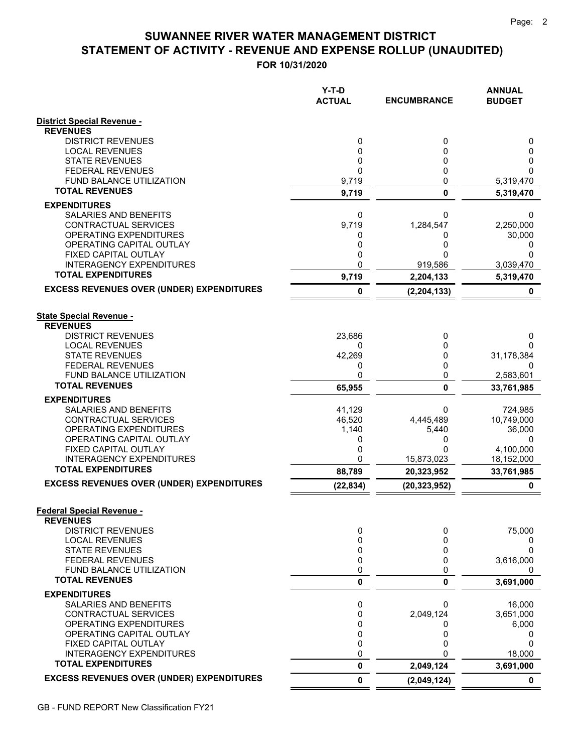# SUWANNEE RIVER WATER MANAGEMENT DISTRICT
# STATEMENT OF ACTIVITY - REVENUE AND EXPENSE ROLLUP (UNAUDITED)
## FOR 10/31/2020

| | Y-T-D ACTUAL | ENCUMBRANCE | ANNUAL BUDGET |
|---|---|---|---|
| **District Special Revenue -** | | | |
| **REVENUES** | | | |
| DISTRICT REVENUES | 0 | 0 | 0 |
| LOCAL REVENUES | 0 | 0 | 0 |
| STATE REVENUES | 0 | 0 | 0 |
| FEDERAL REVENUES | 0 | 0 | 0 |
| FUND BALANCE UTILIZATION | 9,719 | 0 | 5,319,470 |
| **TOTAL REVENUES** | **9,719** | **0** | **5,319,470** |
| **EXPENDITURES** | | | |
| SALARIES AND BENEFITS | 0 | 0 | 0 |
| CONTRACTUAL SERVICES | 9,719 | 1,284,547 | 2,250,000 |
| OPERATING EXPENDITURES | 0 | 0 | 30,000 |
| OPERATING CAPITAL OUTLAY | 0 | 0 | 0 |
| FIXED CAPITAL OUTLAY | 0 | 0 | 0 |
| INTERAGENCY EXPENDITURES | 0 | 919,586 | 3,039,470 |
| **TOTAL EXPENDITURES** | **9,719** | **2,204,133** | **5,319,470** |
| **EXCESS REVENUES OVER (UNDER) EXPENDITURES** | **0** | **(2,204,133)** | **0** |
| **State Special Revenue -** | | | |
| **REVENUES** | | | |
| DISTRICT REVENUES | 23,686 | 0 | 0 |
| LOCAL REVENUES | 0 | 0 | 0 |
| STATE REVENUES | 42,269 | 0 | 31,178,384 |
| FEDERAL REVENUES | 0 | 0 | 0 |
| FUND BALANCE UTILIZATION | 0 | 0 | 2,583,601 |
| **TOTAL REVENUES** | **65,955** | **0** | **33,761,985** |
| **EXPENDITURES** | | | |
| SALARIES AND BENEFITS | 41,129 | 0 | 724,985 |
| CONTRACTUAL SERVICES | 46,520 | 4,445,489 | 10,749,000 |
| OPERATING EXPENDITURES | 1,140 | 5,440 | 36,000 |
| OPERATING CAPITAL OUTLAY | 0 | 0 | 0 |
| FIXED CAPITAL OUTLAY | 0 | 0 | 4,100,000 |
| INTERAGENCY EXPENDITURES | 0 | 15,873,023 | 18,152,000 |
| **TOTAL EXPENDITURES** | **88,789** | **20,323,952** | **33,761,985** |
| **EXCESS REVENUES OVER (UNDER) EXPENDITURES** | **(22,834)** | **(20,323,952)** | **0** |
| **Federal Special Revenue -** | | | |
| **REVENUES** | | | |
| DISTRICT REVENUES | 0 | 0 | 75,000 |
| LOCAL REVENUES | 0 | 0 | 0 |
| STATE REVENUES | 0 | 0 | 0 |
| FEDERAL REVENUES | 0 | 0 | 3,616,000 |
| FUND BALANCE UTILIZATION | 0 | 0 | 0 |
| **TOTAL REVENUES** | **0** | **0** | **3,691,000** |
| **EXPENDITURES** | | | |
| SALARIES AND BENEFITS | 0 | 0 | 16,000 |
| CONTRACTUAL SERVICES | 0 | 2,049,124 | 3,651,000 |
| OPERATING EXPENDITURES | 0 | 0 | 6,000 |
| OPERATING CAPITAL OUTLAY | 0 | 0 | 0 |
| FIXED CAPITAL OUTLAY | 0 | 0 | 0 |
| INTERAGENCY EXPENDITURES | 0 | 0 | 18,000 |
| **TOTAL EXPENDITURES** | **0** | **2,049,124** | **3,691,000** |
| **EXCESS REVENUES OVER (UNDER) EXPENDITURES** | **0** | **(2,049,124)** | **0** |

GB - FUND REPORT New Classification FY21